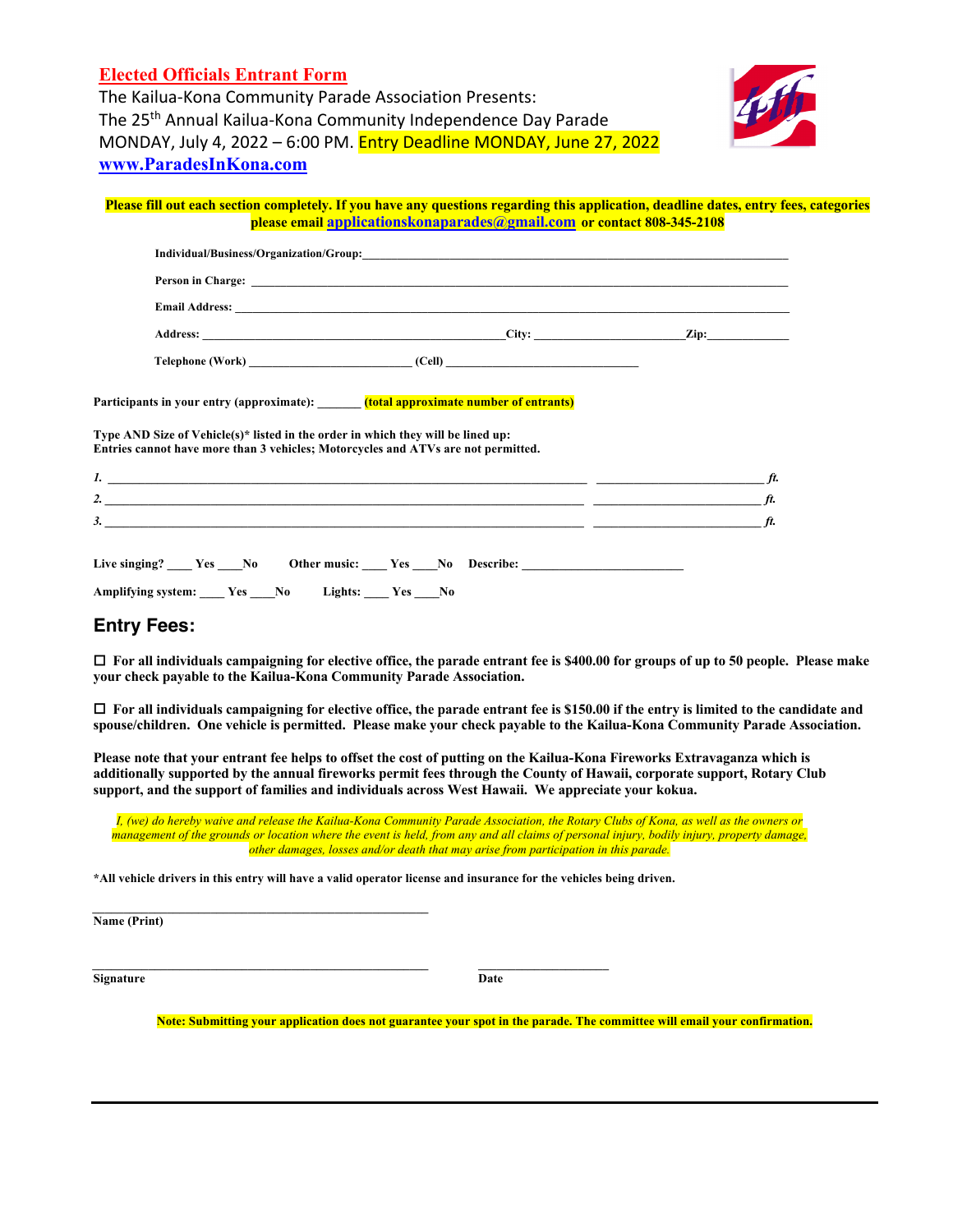## Elected Officials Entrant Form

The Kailua-Kona Community Parade Association Presents:
The 25th Annual Kailua-Kona Community Independence Day Parade
MONDAY, July 4, 2022 – 6:00 PM. Entry Deadline MONDAY, June 27, 2022
**www.ParadesInKona.com**

**Please fill out each section completely. If you have any questions regarding this application, deadline dates, entry fees, categories please email applicationskonaparades@gmail.com or contact 808-345-2108**

**Individual/Business/Organization/Group:** ____________________

**Person in Charge:** ____________________

**Email Address:** ____________________

**Address:** ____________________ **City:** ____________________ **Zip:** ____________

**Telephone (Work)** ____________________ **(Cell)** ____________________

**Participants in your entry (approximate):** _______ **(total approximate number of entrants)**

**Type AND Size of Vehicle(s)* listed in the order in which they will be lined up:**
**Entries cannot have more than 3 vehicles; Motorcycles and ATVs are not permitted.**

*1.* ____________________ ____________ *ft.*
*2.* ____________________ ____________ *ft.*
*3.* ____________________ ____________ *ft.*

**Live singing?** ____ **Yes** ____ **No** **Other music:** ____ **Yes** ____ **No** **Describe:** ____________

**Amplifying system:** ____ **Yes** ____ **No** **Lights:** ____ **Yes** ____ **No**

## Entry Fees:

☐ **For all individuals campaigning for elective office, the parade entrant fee is $400.00 for groups of up to 50 people. Please make your check payable to the Kailua-Kona Community Parade Association.**

☐ **For all individuals campaigning for elective office, the parade entrant fee is $150.00 if the entry is limited to the candidate and spouse/children. One vehicle is permitted. Please make your check payable to the Kailua-Kona Community Parade Association.**

**Please note that your entrant fee helps to offset the cost of putting on the Kailua-Kona Fireworks Extravaganza which is additionally supported by the annual fireworks permit fees through the County of Hawaii, corporate support, Rotary Club support, and the support of families and individuals across West Hawaii. We appreciate your kokua.**

*I, (we) do hereby waive and release the Kailua-Kona Community Parade Association, the Rotary Clubs of Kona, as well as the owners or management of the grounds or location where the event is held, from any and all claims of personal injury, bodily injury, property damage, other damages, losses and/or death that may arise from participation in this parade.*

**\*All vehicle drivers in this entry will have a valid operator license and insurance for the vehicles being driven.**

____________________
**Name (Print)**

____________________ ____________
**Signature** **Date**

**Note: Submitting your application does not guarantee your spot in the parade. The committee will email your confirmation.**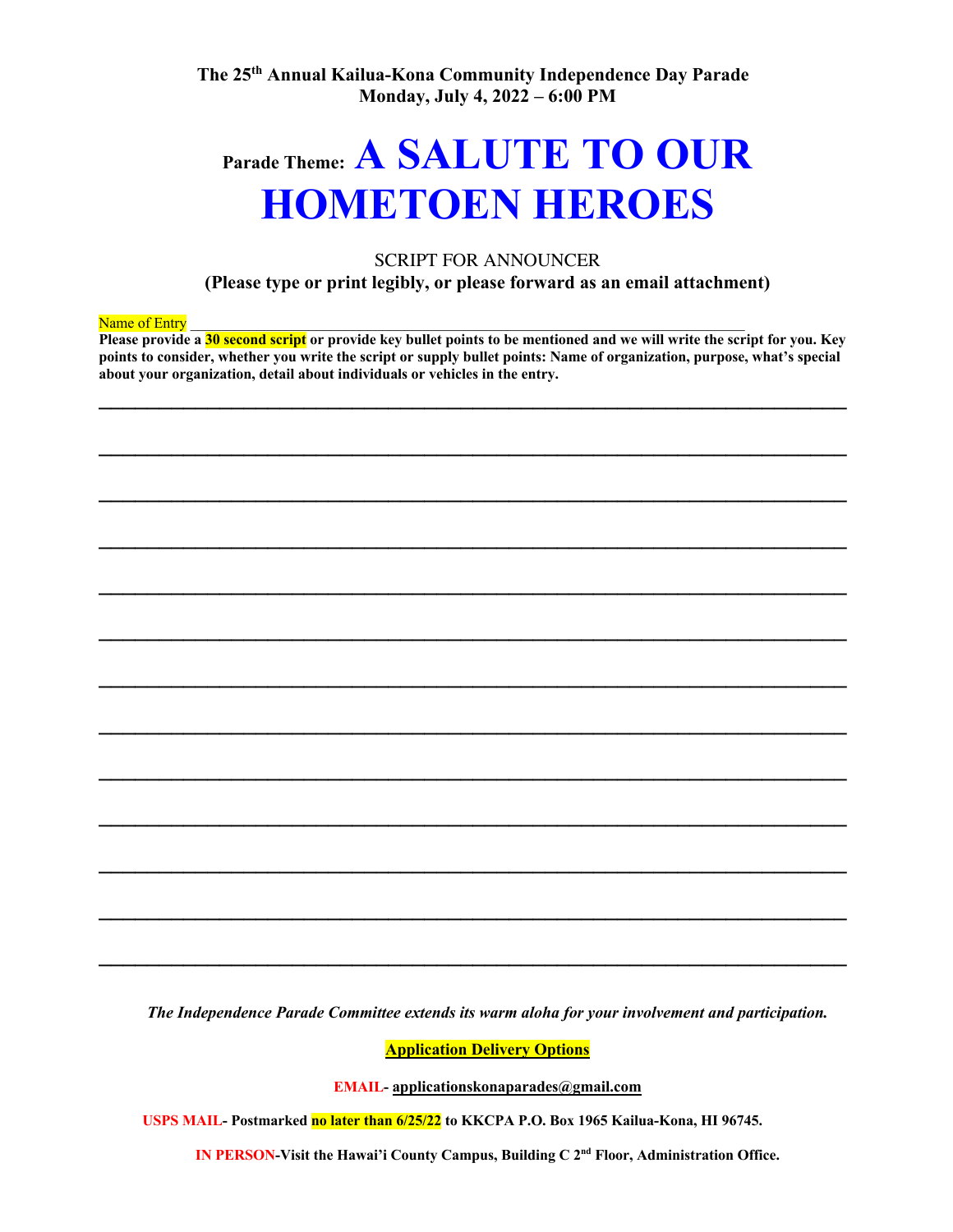**The 25th Annual Kailua-Kona Community Independence Day Parade**
**Monday, July 4, 2022 – 6:00 PM**

# Parade Theme: A SALUTE TO OUR HOMETOEN HEROES

SCRIPT FOR ANNOUNCER
**(Please type or print legibly, or please forward as an email attachment)**

Name of Entry ______________________________________________________________________________

**Please provide a 30 second script or provide key bullet points to be mentioned and we will write the script for you. Key points to consider, whether you write the script or supply bullet points: Name of organization, purpose, what's special about your organization, detail about individuals or vehicles in the entry.**

______________________________________________________________________________

______________________________________________________________________________

______________________________________________________________________________

______________________________________________________________________________

______________________________________________________________________________

______________________________________________________________________________

______________________________________________________________________________

______________________________________________________________________________

______________________________________________________________________________

______________________________________________________________________________

______________________________________________________________________________

______________________________________________________________________________

______________________________________________________________________________

***The Independence Parade Committee extends its warm aloha for your involvement and participation.***

**Application Delivery Options**

**EMAIL- applicationskonaparades@gmail.com**

**USPS MAIL- Postmarked no later than 6/25/22 to KKCPA P.O. Box 1965 Kailua-Kona, HI 96745.**

**IN PERSON-Visit the Hawai'i County Campus, Building C 2nd Floor, Administration Office.**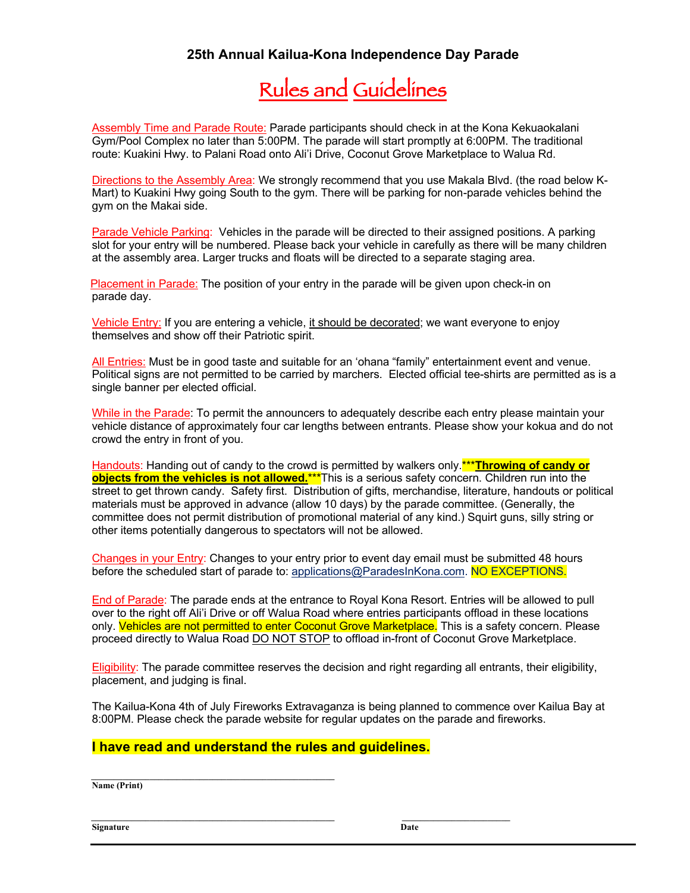## 25th Annual Kailua-Kona Independence Day Parade

# Rules and Guidelines

Assembly Time and Parade Route: Parade participants should check in at the Kona Kekuaokalani Gym/Pool Complex no later than 5:00PM. The parade will start promptly at 6:00PM. The traditional route: Kuakini Hwy. to Palani Road onto Ali'i Drive, Coconut Grove Marketplace to Walua Rd.

Directions to the Assembly Area: We strongly recommend that you use Makala Blvd. (the road below K-Mart) to Kuakini Hwy going South to the gym. There will be parking for non-parade vehicles behind the gym on the Makai side.

Parade Vehicle Parking: Vehicles in the parade will be directed to their assigned positions. A parking slot for your entry will be numbered. Please back your vehicle in carefully as there will be many children at the assembly area. Larger trucks and floats will be directed to a separate staging area.

Placement in Parade: The position of your entry in the parade will be given upon check-in on parade day.

Vehicle Entry: If you are entering a vehicle, it should be decorated; we want everyone to enjoy themselves and show off their Patriotic spirit.

All Entries: Must be in good taste and suitable for an 'ohana "family" entertainment event and venue. Political signs are not permitted to be carried by marchers. Elected official tee-shirts are permitted as is a single banner per elected official.

While in the Parade: To permit the announcers to adequately describe each entry please maintain your vehicle distance of approximately four car lengths between entrants. Please show your kokua and do not crowd the entry in front of you.

Handouts: Handing out of candy to the crowd is permitted by walkers only.*****Throwing of candy or objects from the vehicles is not allowed.*****This is a serious safety concern. Children run into the street to get thrown candy. Safety first. Distribution of gifts, merchandise, literature, handouts or political materials must be approved in advance (allow 10 days) by the parade committee. (Generally, the committee does not permit distribution of promotional material of any kind.) Squirt guns, silly string or other items potentially dangerous to spectators will not be allowed.

Changes in your Entry: Changes to your entry prior to event day email must be submitted 48 hours before the scheduled start of parade to: applications@ParadesInKona.com. NO EXCEPTIONS.

End of Parade: The parade ends at the entrance to Royal Kona Resort. Entries will be allowed to pull over to the right off Ali'i Drive or off Walua Road where entries participants offload in these locations only. Vehicles are not permitted to enter Coconut Grove Marketplace. This is a safety concern. Please proceed directly to Walua Road DO NOT STOP to offload in-front of Coconut Grove Marketplace.

Eligibility: The parade committee reserves the decision and right regarding all entrants, their eligibility, placement, and judging is final.

The Kailua-Kona 4th of July Fireworks Extravaganza is being planned to commence over Kailua Bay at 8:00PM. Please check the parade website for regular updates on the parade and fireworks.

**I have read and understand the rules and guidelines.**

\_\_\_\_\_\_\_\_\_\_\_\_\_\_\_\_\_\_\_\_\_\_\_\_\_\_\_\_\_\_\_\_\_\_\_\_\_\_\_\_
**Name (Print)**

\_\_\_\_\_\_\_\_\_\_\_\_\_\_\_\_\_\_\_\_\_\_\_\_\_\_\_\_\_\_\_\_\_\_\_\_\_\_\_\_ \_\_\_\_\_\_\_\_\_\_\_\_\_\_\_\_\_\_\_\_
**Signature** **Date**